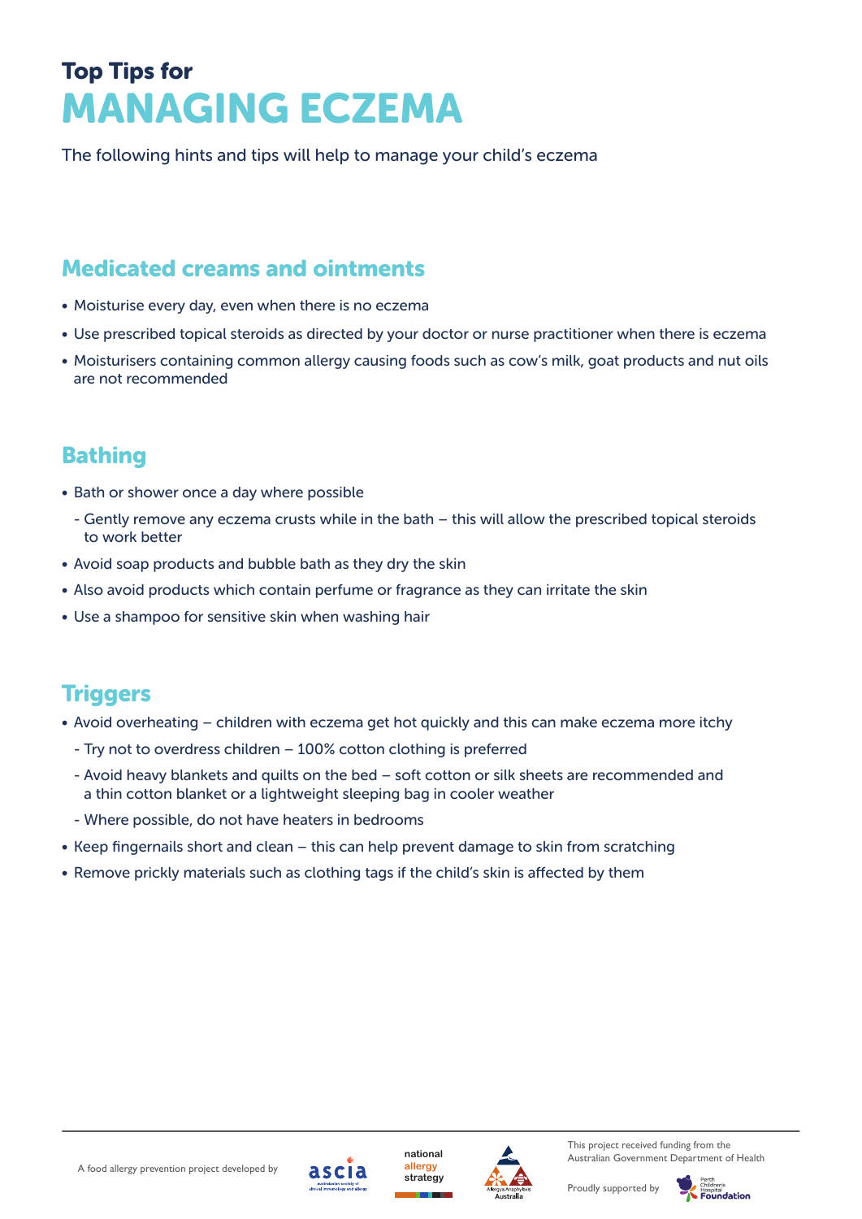# Top Tips for MANAGING ECZEMA

The following hints and tips will help to manage your child's eczema

## Medicated creams and ointments

- Moisturise every day, even when there is no eczema
- Use prescribed topical steroids as directed by your doctor or nurse practitioner when there is eczema
- Moisturisers containing common allergy causing foods such as cow's milk, goat products and nut oils are not recommended

## Bathing

- Bath or shower once a day where possible
  - Gently remove any eczema crusts while in the bath – this will allow the prescribed topical steroids to work better
- Avoid soap products and bubble bath as they dry the skin
- Also avoid products which contain perfume or fragrance as they can irritate the skin
- Use a shampoo for sensitive skin when washing hair

## Triggers

- Avoid overheating – children with eczema get hot quickly and this can make eczema more itchy
  - Try not to overdress children – 100% cotton clothing is preferred
  - Avoid heavy blankets and quilts on the bed – soft cotton or silk sheets are recommended and a thin cotton blanket or a lightweight sleeping bag in cooler weather
  - Where possible, do not have heaters in bedrooms
- Keep fingernails short and clean – this can help prevent damage to skin from scratching
- Remove prickly materials such as clothing tags if the child's skin is affected by them

A food allergy prevention project developed by ascia, national allergy strategy, Allergy & Anaphylaxis Australia

This project received funding from the Australian Government Department of Health

Proudly supported by Perth Children's Hospital Foundation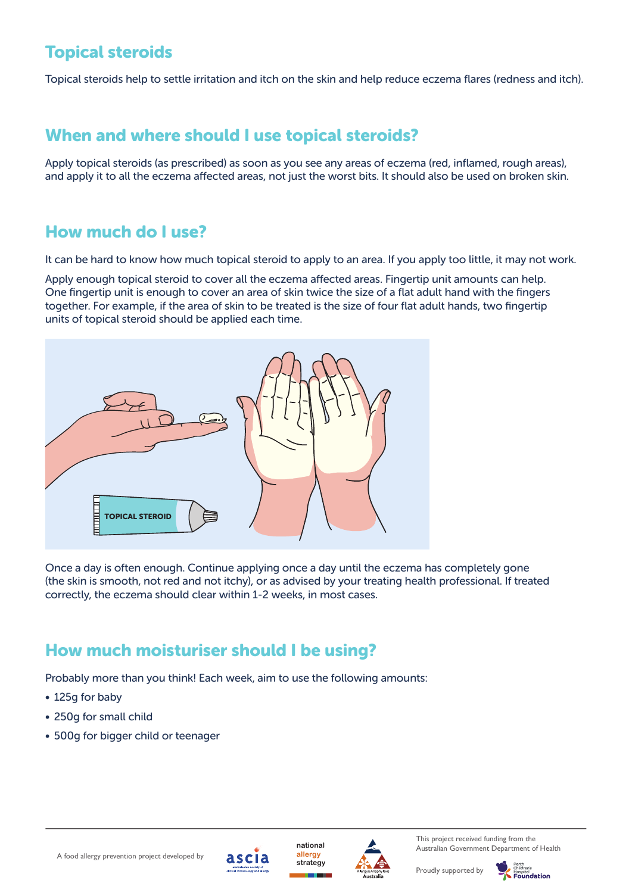## Topical steroids

Topical steroids help to settle irritation and itch on the skin and help reduce eczema flares (redness and itch).

## When and where should I use topical steroids?

Apply topical steroids (as prescribed) as soon as you see any areas of eczema (red, inflamed, rough areas), and apply it to all the eczema affected areas, not just the worst bits. It should also be used on broken skin.

## How much do I use?

It can be hard to know how much topical steroid to apply to an area. If you apply too little, it may not work.

Apply enough topical steroid to cover all the eczema affected areas. Fingertip unit amounts can help. One fingertip unit is enough to cover an area of skin twice the size of a flat adult hand with the fingers together. For example, if the area of skin to be treated is the size of four flat adult hands, two fingertip units of topical steroid should be applied each time.

TOPICAL STEROID

Once a day is often enough. Continue applying once a day until the eczema has completely gone (the skin is smooth, not red and not itchy), or as advised by your treating health professional. If treated correctly, the eczema should clear within 1-2 weeks, in most cases.

## How much moisturiser should I be using?

Probably more than you think! Each week, aim to use the following amounts:

- 125g for baby
- 250g for small child
- 500g for bigger child or teenager

A food allergy prevention project developed by ascia national allergy strategy Allergy & Anaphylaxis Australia

This project received funding from the Australian Government Department of Health

Proudly supported by Perth Children's Hospital Foundation